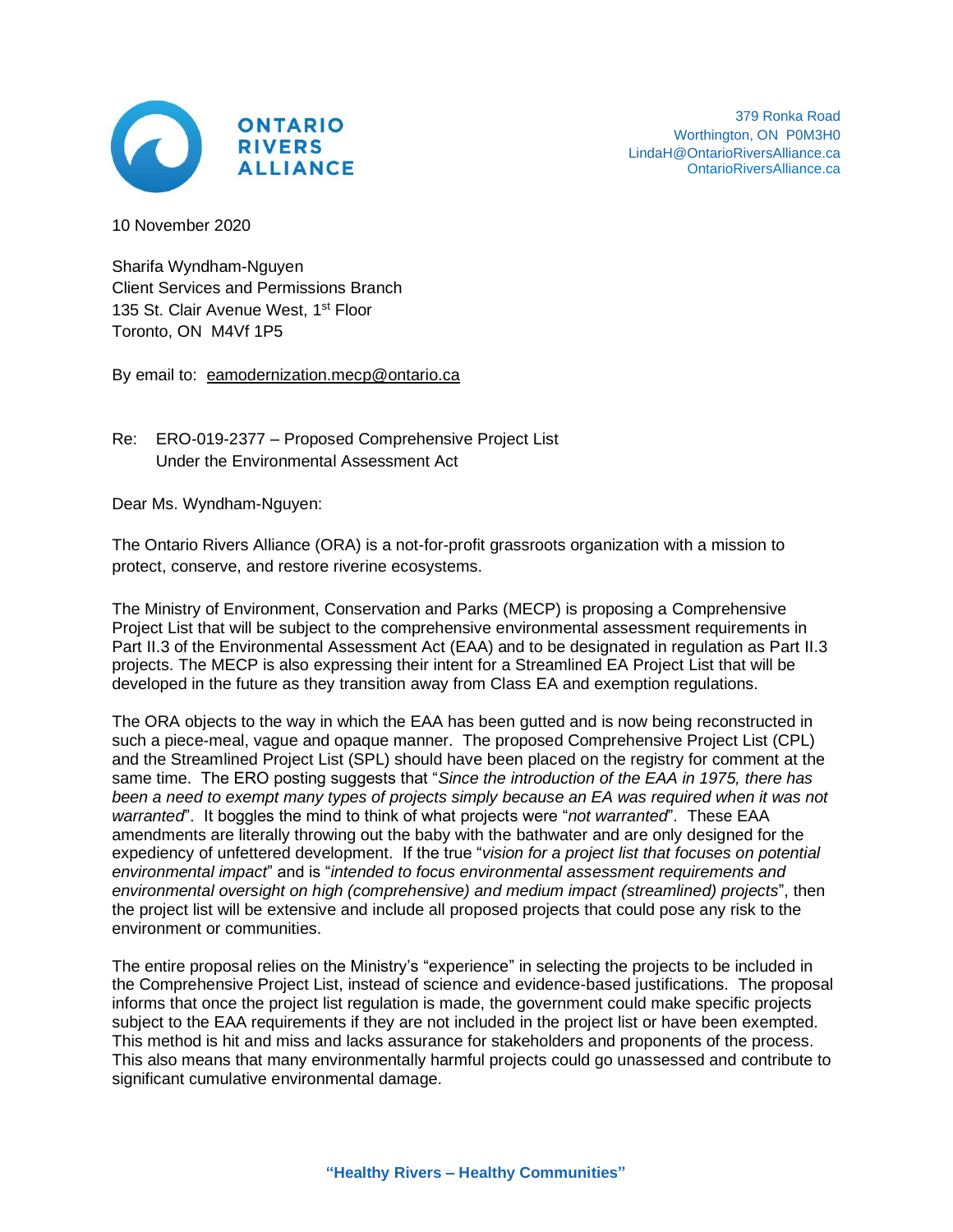ONTARIO RIVERS ALLIANCE

379 Ronka Road
Worthington, ON P0M3H0
LindaH@OntarioRiversAlliance.ca
OntarioRiversAlliance.ca

10 November 2020

Sharifa Wyndham-Nguyen
Client Services and Permissions Branch
135 St. Clair Avenue West, 1st Floor
Toronto, ON M4Vf 1P5

By email to: eamodernization.mecp@ontario.ca

Re: ERO-019-2377 – Proposed Comprehensive Project List
Under the Environmental Assessment Act

Dear Ms. Wyndham-Nguyen:

The Ontario Rivers Alliance (ORA) is a not-for-profit grassroots organization with a mission to protect, conserve, and restore riverine ecosystems.

The Ministry of Environment, Conservation and Parks (MECP) is proposing a Comprehensive Project List that will be subject to the comprehensive environmental assessment requirements in Part II.3 of the Environmental Assessment Act (EAA) and to be designated in regulation as Part II.3 projects. The MECP is also expressing their intent for a Streamlined EA Project List that will be developed in the future as they transition away from Class EA and exemption regulations.

The ORA objects to the way in which the EAA has been gutted and is now being reconstructed in such a piece-meal, vague and opaque manner. The proposed Comprehensive Project List (CPL) and the Streamlined Project List (SPL) should have been placed on the registry for comment at the same time. The ERO posting suggests that "*Since the introduction of the EAA in 1975, there has been a need to exempt many types of projects simply because an EA was required when it was not warranted*". It boggles the mind to think of what projects were "*not warranted*". These EAA amendments are literally throwing out the baby with the bathwater and are only designed for the expediency of unfettered development. If the true "*vision for a project list that focuses on potential environmental impact*" and is "*intended to focus environmental assessment requirements and environmental oversight on high (comprehensive) and medium impact (streamlined) projects*", then the project list will be extensive and include all proposed projects that could pose any risk to the environment or communities.

The entire proposal relies on the Ministry's "experience" in selecting the projects to be included in the Comprehensive Project List, instead of science and evidence-based justifications. The proposal informs that once the project list regulation is made, the government could make specific projects subject to the EAA requirements if they are not included in the project list or have been exempted. This method is hit and miss and lacks assurance for stakeholders and proponents of the process. This also means that many environmentally harmful projects could go unassessed and contribute to significant cumulative environmental damage.

**"Healthy Rivers – Healthy Communities"**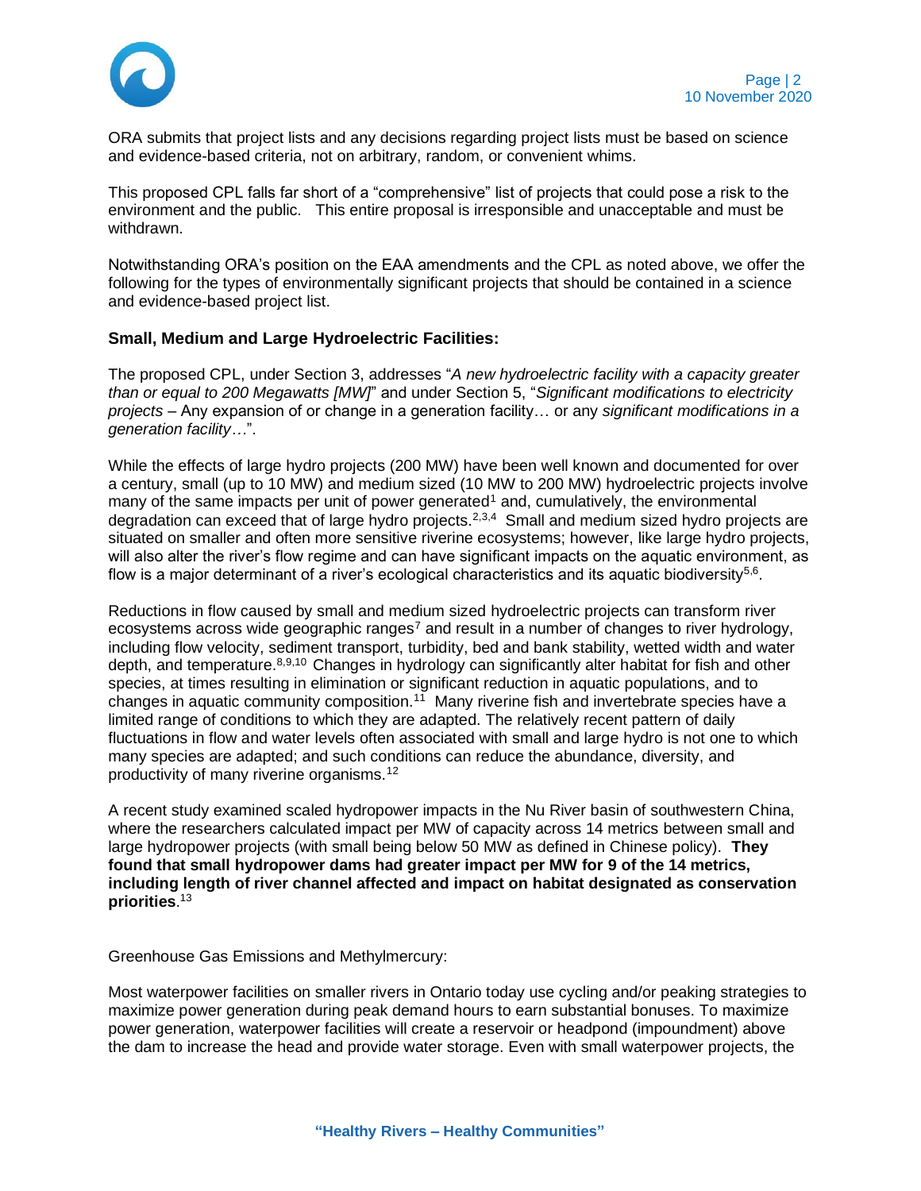ORA submits that project lists and any decisions regarding project lists must be based on science and evidence-based criteria, not on arbitrary, random, or convenient whims.

This proposed CPL falls far short of a "comprehensive" list of projects that could pose a risk to the environment and the public. This entire proposal is irresponsible and unacceptable and must be withdrawn.

Notwithstanding ORA's position on the EAA amendments and the CPL as noted above, we offer the following for the types of environmentally significant projects that should be contained in a science and evidence-based project list.

**Small, Medium and Large Hydroelectric Facilities:**

The proposed CPL, under Section 3, addresses "*A new hydroelectric facility with a capacity greater than or equal to 200 Megawatts [MW]*" and under Section 5, "*Significant modifications to electricity projects* – Any expansion of or change in a generation facility… or any *significant modifications in a generation facility…*".

While the effects of large hydro projects (200 MW) have been well known and documented for over a century, small (up to 10 MW) and medium sized (10 MW to 200 MW) hydroelectric projects involve many of the same impacts per unit of power generated[1] and, cumulatively, the environmental degradation can exceed that of large hydro projects.[2,3,4] Small and medium sized hydro projects are situated on smaller and often more sensitive riverine ecosystems; however, like large hydro projects, will also alter the river's flow regime and can have significant impacts on the aquatic environment, as flow is a major determinant of a river's ecological characteristics and its aquatic biodiversity[5,6].

Reductions in flow caused by small and medium sized hydroelectric projects can transform river ecosystems across wide geographic ranges[7] and result in a number of changes to river hydrology, including flow velocity, sediment transport, turbidity, bed and bank stability, wetted width and water depth, and temperature.[8,9,10] Changes in hydrology can significantly alter habitat for fish and other species, at times resulting in elimination or significant reduction in aquatic populations, and to changes in aquatic community composition.[11] Many riverine fish and invertebrate species have a limited range of conditions to which they are adapted. The relatively recent pattern of daily fluctuations in flow and water levels often associated with small and large hydro is not one to which many species are adapted; and such conditions can reduce the abundance, diversity, and productivity of many riverine organisms.[12]

A recent study examined scaled hydropower impacts in the Nu River basin of southwestern China, where the researchers calculated impact per MW of capacity across 14 metrics between small and large hydropower projects (with small being below 50 MW as defined in Chinese policy). **They found that small hydropower dams had greater impact per MW for 9 of the 14 metrics, including length of river channel affected and impact on habitat designated as conservation priorities**.[13]

Greenhouse Gas Emissions and Methylmercury:

Most waterpower facilities on smaller rivers in Ontario today use cycling and/or peaking strategies to maximize power generation during peak demand hours to earn substantial bonuses. To maximize power generation, waterpower facilities will create a reservoir or headpond (impoundment) above the dam to increase the head and provide water storage. Even with small waterpower projects, the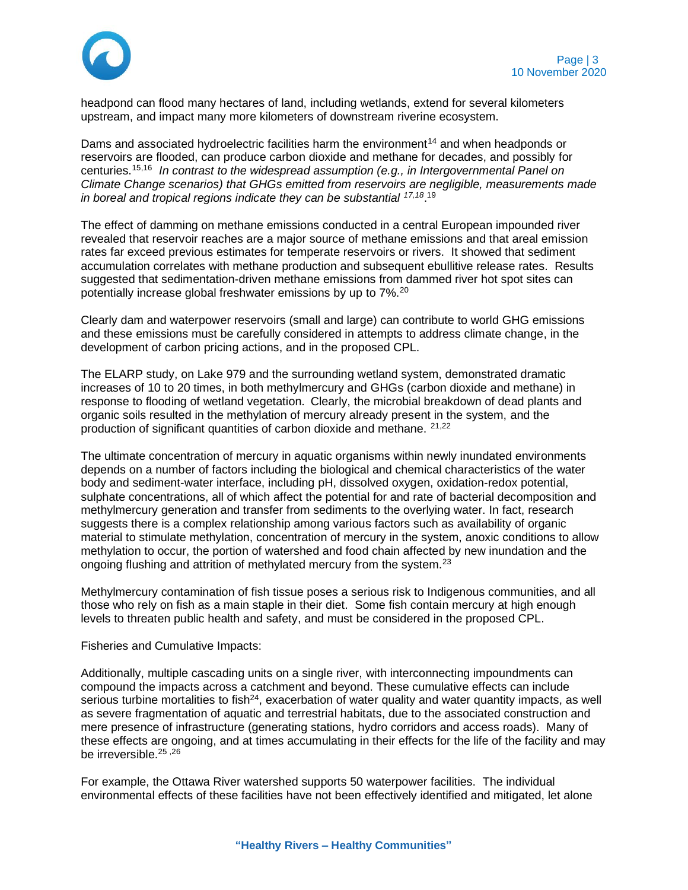headpond can flood many hectares of land, including wetlands, extend for several kilometers upstream, and impact many more kilometers of downstream riverine ecosystem.

Dams and associated hydroelectric facilities harm the environment[14] and when headponds or reservoirs are flooded, can produce carbon dioxide and methane for decades, and possibly for centuries.[15,16] *In contrast to the widespread assumption (e.g., in Intergovernmental Panel on Climate Change scenarios) that GHGs emitted from reservoirs are negligible, measurements made in boreal and tropical regions indicate they can be substantial [17,18]*.[19]

The effect of damming on methane emissions conducted in a central European impounded river revealed that reservoir reaches are a major source of methane emissions and that areal emission rates far exceed previous estimates for temperate reservoirs or rivers. It showed that sediment accumulation correlates with methane production and subsequent ebullitive release rates. Results suggested that sedimentation-driven methane emissions from dammed river hot spot sites can potentially increase global freshwater emissions by up to 7%.[20]

Clearly dam and waterpower reservoirs (small and large) can contribute to world GHG emissions and these emissions must be carefully considered in attempts to address climate change, in the development of carbon pricing actions, and in the proposed CPL.

The ELARP study, on Lake 979 and the surrounding wetland system, demonstrated dramatic increases of 10 to 20 times, in both methylmercury and GHGs (carbon dioxide and methane) in response to flooding of wetland vegetation. Clearly, the microbial breakdown of dead plants and organic soils resulted in the methylation of mercury already present in the system, and the production of significant quantities of carbon dioxide and methane. [21,22]

The ultimate concentration of mercury in aquatic organisms within newly inundated environments depends on a number of factors including the biological and chemical characteristics of the water body and sediment-water interface, including pH, dissolved oxygen, oxidation-redox potential, sulphate concentrations, all of which affect the potential for and rate of bacterial decomposition and methylmercury generation and transfer from sediments to the overlying water. In fact, research suggests there is a complex relationship among various factors such as availability of organic material to stimulate methylation, concentration of mercury in the system, anoxic conditions to allow methylation to occur, the portion of watershed and food chain affected by new inundation and the ongoing flushing and attrition of methylated mercury from the system.[23]

Methylmercury contamination of fish tissue poses a serious risk to Indigenous communities, and all those who rely on fish as a main staple in their diet. Some fish contain mercury at high enough levels to threaten public health and safety, and must be considered in the proposed CPL.

Fisheries and Cumulative Impacts:

Additionally, multiple cascading units on a single river, with interconnecting impoundments can compound the impacts across a catchment and beyond. These cumulative effects can include serious turbine mortalities to fish[24], exacerbation of water quality and water quantity impacts, as well as severe fragmentation of aquatic and terrestrial habitats, due to the associated construction and mere presence of infrastructure (generating stations, hydro corridors and access roads). Many of these effects are ongoing, and at times accumulating in their effects for the life of the facility and may be irreversible.[25,26]

For example, the Ottawa River watershed supports 50 waterpower facilities. The individual environmental effects of these facilities have not been effectively identified and mitigated, let alone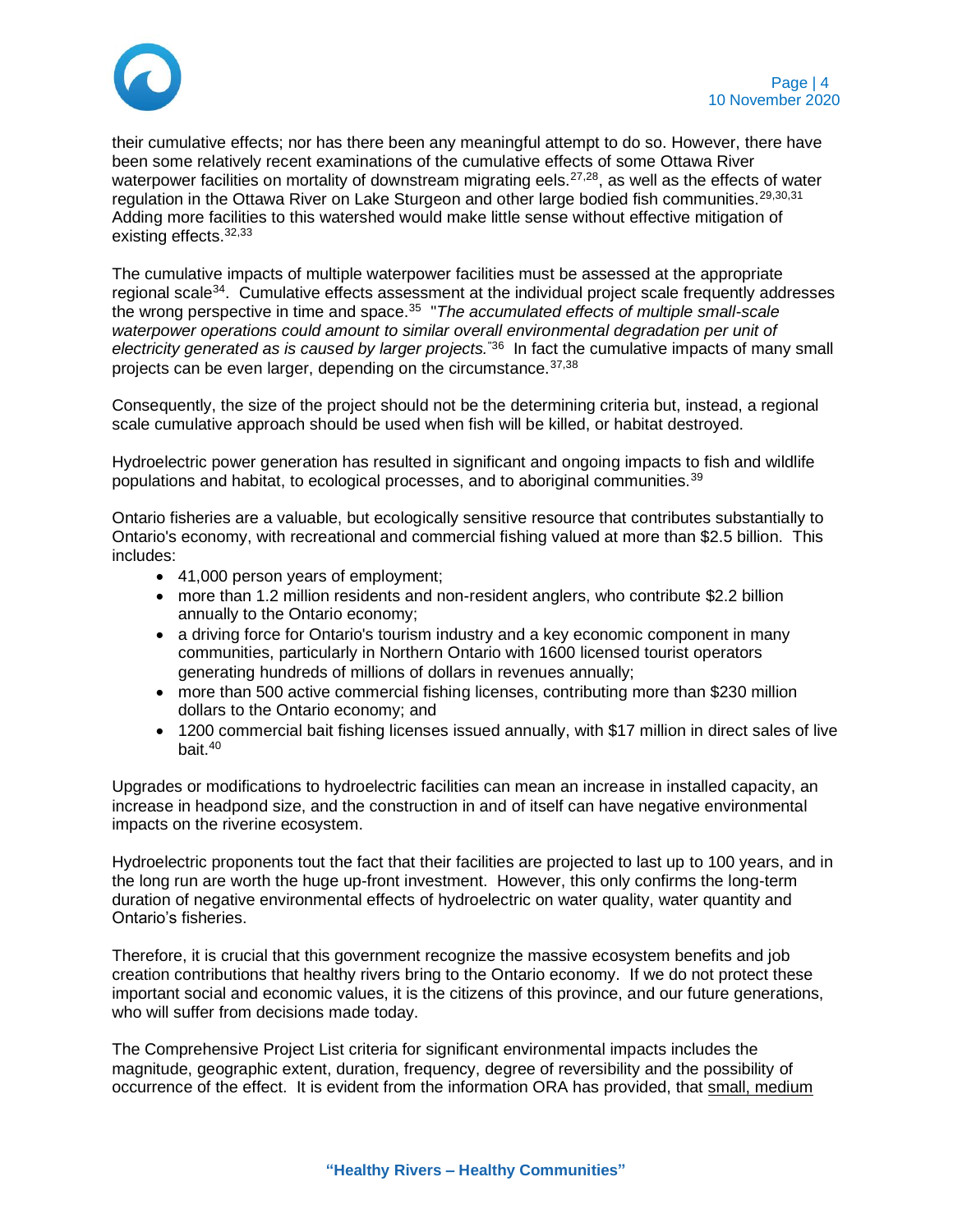their cumulative effects; nor has there been any meaningful attempt to do so. However, there have been some relatively recent examinations of the cumulative effects of some Ottawa River waterpower facilities on mortality of downstream migrating eels.[27,28], as well as the effects of water regulation in the Ottawa River on Lake Sturgeon and other large bodied fish communities.[29,30,31] Adding more facilities to this watershed would make little sense without effective mitigation of existing effects.[32,33]

The cumulative impacts of multiple waterpower facilities must be assessed at the appropriate regional scale[34]. Cumulative effects assessment at the individual project scale frequently addresses the wrong perspective in time and space.[35] "*The accumulated effects of multiple small-scale waterpower operations could amount to similar overall environmental degradation per unit of electricity generated as is caused by larger projects.*"[36] In fact the cumulative impacts of many small projects can be even larger, depending on the circumstance.[37,38]

Consequently, the size of the project should not be the determining criteria but, instead, a regional scale cumulative approach should be used when fish will be killed, or habitat destroyed.

Hydroelectric power generation has resulted in significant and ongoing impacts to fish and wildlife populations and habitat, to ecological processes, and to aboriginal communities.[39]

Ontario fisheries are a valuable, but ecologically sensitive resource that contributes substantially to Ontario's economy, with recreational and commercial fishing valued at more than $2.5 billion. This includes:

- 41,000 person years of employment;
- more than 1.2 million residents and non-resident anglers, who contribute $2.2 billion annually to the Ontario economy;
- a driving force for Ontario's tourism industry and a key economic component in many communities, particularly in Northern Ontario with 1600 licensed tourist operators generating hundreds of millions of dollars in revenues annually;
- more than 500 active commercial fishing licenses, contributing more than $230 million dollars to the Ontario economy; and
- 1200 commercial bait fishing licenses issued annually, with $17 million in direct sales of live bait.[40]

Upgrades or modifications to hydroelectric facilities can mean an increase in installed capacity, an increase in headpond size, and the construction in and of itself can have negative environmental impacts on the riverine ecosystem.

Hydroelectric proponents tout the fact that their facilities are projected to last up to 100 years, and in the long run are worth the huge up-front investment. However, this only confirms the long-term duration of negative environmental effects of hydroelectric on water quality, water quantity and Ontario's fisheries.

Therefore, it is crucial that this government recognize the massive ecosystem benefits and job creation contributions that healthy rivers bring to the Ontario economy. If we do not protect these important social and economic values, it is the citizens of this province, and our future generations, who will suffer from decisions made today.

The Comprehensive Project List criteria for significant environmental impacts includes the magnitude, geographic extent, duration, frequency, degree of reversibility and the possibility of occurrence of the effect. It is evident from the information ORA has provided, that small, medium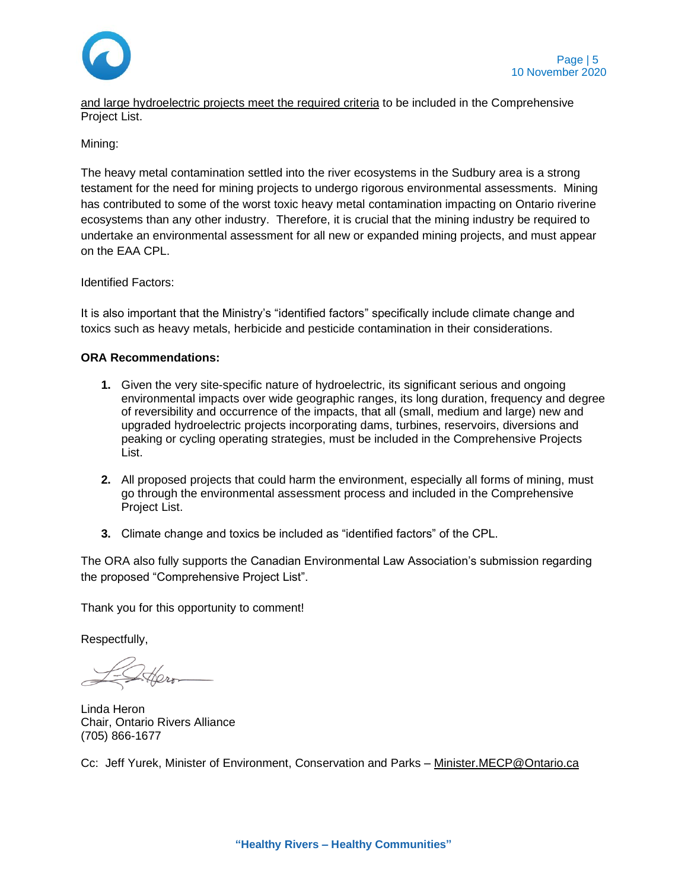and large hydroelectric projects meet the required criteria to be included in the Comprehensive Project List.

Mining:

The heavy metal contamination settled into the river ecosystems in the Sudbury area is a strong testament for the need for mining projects to undergo rigorous environmental assessments. Mining has contributed to some of the worst toxic heavy metal contamination impacting on Ontario riverine ecosystems than any other industry. Therefore, it is crucial that the mining industry be required to undertake an environmental assessment for all new or expanded mining projects, and must appear on the EAA CPL.

Identified Factors:

It is also important that the Ministry's "identified factors" specifically include climate change and toxics such as heavy metals, herbicide and pesticide contamination in their considerations.

**ORA Recommendations:**

1. Given the very site-specific nature of hydroelectric, its significant serious and ongoing environmental impacts over wide geographic ranges, its long duration, frequency and degree of reversibility and occurrence of the impacts, that all (small, medium and large) new and upgraded hydroelectric projects incorporating dams, turbines, reservoirs, diversions and peaking or cycling operating strategies, must be included in the Comprehensive Projects List.

2. All proposed projects that could harm the environment, especially all forms of mining, must go through the environmental assessment process and included in the Comprehensive Project List.

3. Climate change and toxics be included as "identified factors" of the CPL.

The ORA also fully supports the Canadian Environmental Law Association's submission regarding the proposed "Comprehensive Project List".

Thank you for this opportunity to comment!

Respectfully,

Linda Heron
Chair, Ontario Rivers Alliance
(705) 866-1677

Cc: Jeff Yurek, Minister of Environment, Conservation and Parks – Minister.MECP@Ontario.ca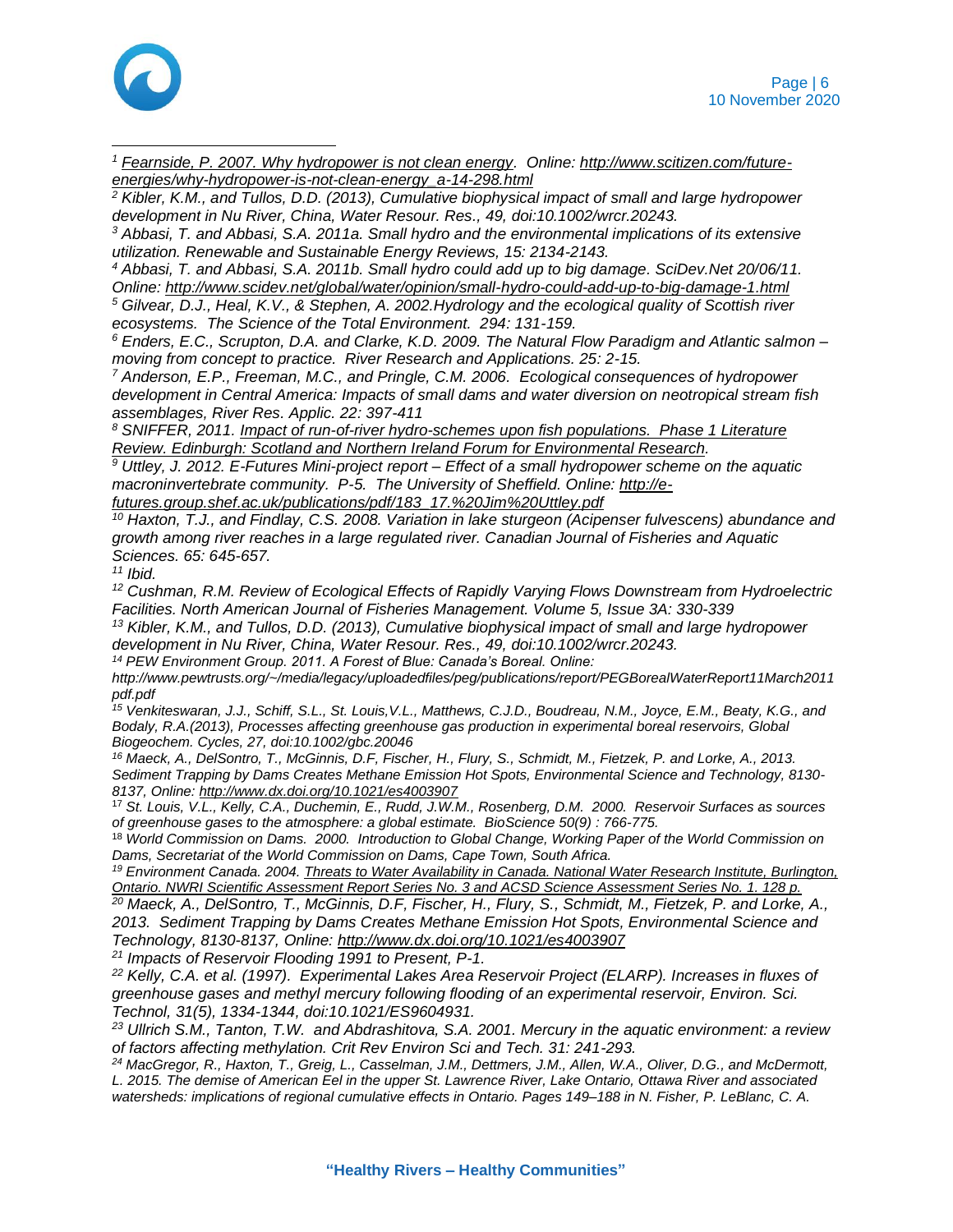[1] Fearnside, P. 2007. Why hydropower is not clean energy. Online: http://www.scitizen.com/future-energies/why-hydropower-is-not-clean-energy_a-14-298.html

[2] Kibler, K.M., and Tullos, D.D. (2013), Cumulative biophysical impact of small and large hydropower development in Nu River, China, Water Resour. Res., 49, doi:10.1002/wrcr.20243.

[3] Abbasi, T. and Abbasi, S.A. 2011a. Small hydro and the environmental implications of its extensive utilization. Renewable and Sustainable Energy Reviews, 15: 2134-2143.

[4] Abbasi, T. and Abbasi, S.A. 2011b. Small hydro could add up to big damage. SciDev.Net 20/06/11. Online: http://www.scidev.net/global/water/opinion/small-hydro-could-add-up-to-big-damage-1.html

[5] Gilvear, D.J., Heal, K.V., & Stephen, A. 2002.Hydrology and the ecological quality of Scottish river ecosystems. The Science of the Total Environment. 294: 131-159.

[6] Enders, E.C., Scrupton, D.A. and Clarke, K.D. 2009. The Natural Flow Paradigm and Atlantic salmon – moving from concept to practice. River Research and Applications. 25: 2-15.

[7] Anderson, E.P., Freeman, M.C., and Pringle, C.M. 2006. Ecological consequences of hydropower development in Central America: Impacts of small dams and water diversion on neotropical stream fish assemblages, River Res. Applic. 22: 397-411

[8] SNIFFER, 2011. Impact of run-of-river hydro-schemes upon fish populations. Phase 1 Literature Review. Edinburgh: Scotland and Northern Ireland Forum for Environmental Research.

[9] Uttley, J. 2012. E-Futures Mini-project report – Effect of a small hydropower scheme on the aquatic macroninvertebrate community. P-5. The University of Sheffield. Online: http://e-futures.group.shef.ac.uk/publications/pdf/183_17.%20Jim%20Uttley.pdf

[10] Haxton, T.J., and Findlay, C.S. 2008. Variation in lake sturgeon (Acipenser fulvescens) abundance and growth among river reaches in a large regulated river. Canadian Journal of Fisheries and Aquatic Sciences. 65: 645-657.

[11] Ibid.

[12] Cushman, R.M. Review of Ecological Effects of Rapidly Varying Flows Downstream from Hydroelectric Facilities. North American Journal of Fisheries Management. Volume 5, Issue 3A: 330-339

[13] Kibler, K.M., and Tullos, D.D. (2013), Cumulative biophysical impact of small and large hydropower development in Nu River, China, Water Resour. Res., 49, doi:10.1002/wrcr.20243.

[14] PEW Environment Group. 2011. A Forest of Blue: Canada's Boreal. Online: http://www.pewtrusts.org/~/media/legacy/uploadedfiles/peg/publications/report/PEGBorealWaterReport11March2011pdf.pdf

[15] Venkiteswaran, J.J., Schiff, S.L., St. Louis,V.L., Matthews, C.J.D., Boudreau, N.M., Joyce, E.M., Beaty, K.G., and Bodaly, R.A.(2013), Processes affecting greenhouse gas production in experimental boreal reservoirs, Global Biogeochem. Cycles, 27, doi:10.1002/gbc.20046

[16] Maeck, A., DelSontro, T., McGinnis, D.F, Fischer, H., Flury, S., Schmidt, M., Fietzek, P. and Lorke, A., 2013. Sediment Trapping by Dams Creates Methane Emission Hot Spots, Environmental Science and Technology, 8130-8137, Online: http://www.dx.doi.org/10.1021/es4003907

[17] St. Louis, V.L., Kelly, C.A., Duchemin, E., Rudd, J.W.M., Rosenberg, D.M. 2000. Reservoir Surfaces as sources of greenhouse gases to the atmosphere: a global estimate. BioScience 50(9) : 766-775.

[18] World Commission on Dams. 2000. Introduction to Global Change, Working Paper of the World Commission on Dams, Secretariat of the World Commission on Dams, Cape Town, South Africa.

[19] Environment Canada. 2004. Threats to Water Availability in Canada. National Water Research Institute, Burlington, Ontario. NWRI Scientific Assessment Report Series No. 3 and ACSD Science Assessment Series No. 1. 128 p.

[20] Maeck, A., DelSontro, T., McGinnis, D.F, Fischer, H., Flury, S., Schmidt, M., Fietzek, P. and Lorke, A., 2013. Sediment Trapping by Dams Creates Methane Emission Hot Spots, Environmental Science and Technology, 8130-8137, Online: http://www.dx.doi.org/10.1021/es4003907

[21] Impacts of Reservoir Flooding 1991 to Present, P-1.

[22] Kelly, C.A. et al. (1997). Experimental Lakes Area Reservoir Project (ELARP). Increases in fluxes of greenhouse gases and methyl mercury following flooding of an experimental reservoir, Environ. Sci. Technol, 31(5), 1334-1344, doi:10.1021/ES9604931.

[23] Ullrich S.M., Tanton, T.W. and Abdrashitova, S.A. 2001. Mercury in the aquatic environment: a review of factors affecting methylation. Crit Rev Environ Sci and Tech. 31: 241-293.

[24] MacGregor, R., Haxton, T., Greig, L., Casselman, J.M., Dettmers, J.M., Allen, W.A., Oliver, D.G., and McDermott, L. 2015. The demise of American Eel in the upper St. Lawrence River, Lake Ontario, Ottawa River and associated watersheds: implications of regional cumulative effects in Ontario. Pages 149–188 in N. Fisher, P. LeBlanc, C. A.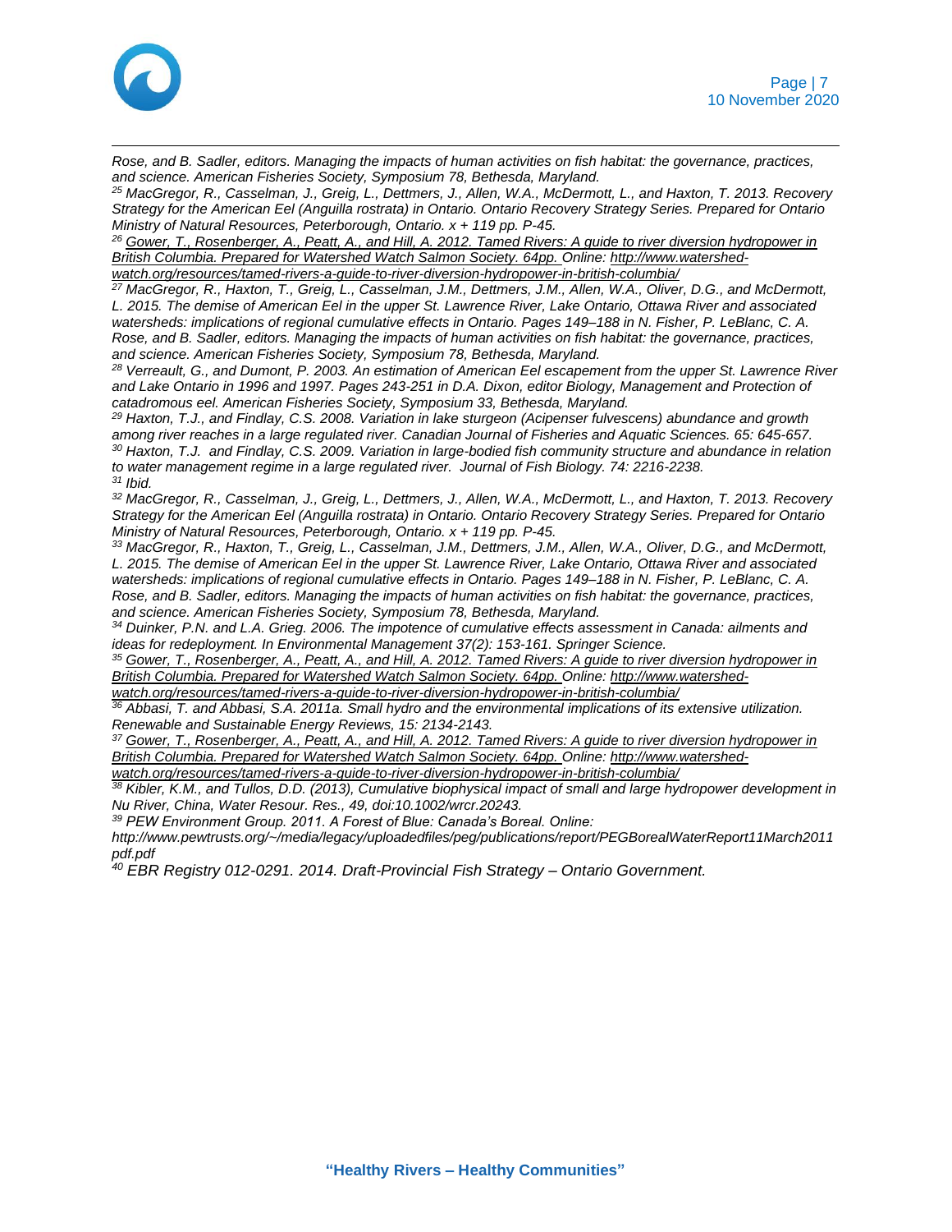*Rose, and B. Sadler, editors. Managing the impacts of human activities on fish habitat: the governance, practices, and science. American Fisheries Society, Symposium 78, Bethesda, Maryland.*

[25] *MacGregor, R., Casselman, J., Greig, L., Dettmers, J., Allen, W.A., McDermott, L., and Haxton, T. 2013. Recovery Strategy for the American Eel (Anguilla rostrata) in Ontario. Ontario Recovery Strategy Series. Prepared for Ontario Ministry of Natural Resources, Peterborough, Ontario. x + 119 pp. P-45.*

[26] *Gower, T., Rosenberger, A., Peatt, A., and Hill, A. 2012. Tamed Rivers: A guide to river diversion hydropower in British Columbia. Prepared for Watershed Watch Salmon Society. 64pp. Online: http://www.watershed-watch.org/resources/tamed-rivers-a-guide-to-river-diversion-hydropower-in-british-columbia/*

[27] *MacGregor, R., Haxton, T., Greig, L., Casselman, J.M., Dettmers, J.M., Allen, W.A., Oliver, D.G., and McDermott, L. 2015. The demise of American Eel in the upper St. Lawrence River, Lake Ontario, Ottawa River and associated watersheds: implications of regional cumulative effects in Ontario. Pages 149–188 in N. Fisher, P. LeBlanc, C. A. Rose, and B. Sadler, editors. Managing the impacts of human activities on fish habitat: the governance, practices, and science. American Fisheries Society, Symposium 78, Bethesda, Maryland.*

[28] *Verreault, G., and Dumont, P. 2003. An estimation of American Eel escapement from the upper St. Lawrence River and Lake Ontario in 1996 and 1997. Pages 243-251 in D.A. Dixon, editor Biology, Management and Protection of catadromous eel. American Fisheries Society, Symposium 33, Bethesda, Maryland.*

[29] *Haxton, T.J., and Findlay, C.S. 2008. Variation in lake sturgeon (Acipenser fulvescens) abundance and growth among river reaches in a large regulated river. Canadian Journal of Fisheries and Aquatic Sciences. 65: 645-657.*

[30] *Haxton, T.J. and Findlay, C.S. 2009. Variation in large-bodied fish community structure and abundance in relation to water management regime in a large regulated river. Journal of Fish Biology. 74: 2216-2238.*

[31] *Ibid.*

[32] *MacGregor, R., Casselman, J., Greig, L., Dettmers, J., Allen, W.A., McDermott, L., and Haxton, T. 2013. Recovery Strategy for the American Eel (Anguilla rostrata) in Ontario. Ontario Recovery Strategy Series. Prepared for Ontario Ministry of Natural Resources, Peterborough, Ontario. x + 119 pp. P-45.*

[33] *MacGregor, R., Haxton, T., Greig, L., Casselman, J.M., Dettmers, J.M., Allen, W.A., Oliver, D.G., and McDermott, L. 2015. The demise of American Eel in the upper St. Lawrence River, Lake Ontario, Ottawa River and associated watersheds: implications of regional cumulative effects in Ontario. Pages 149–188 in N. Fisher, P. LeBlanc, C. A. Rose, and B. Sadler, editors. Managing the impacts of human activities on fish habitat: the governance, practices, and science. American Fisheries Society, Symposium 78, Bethesda, Maryland.*

[34] *Duinker, P.N. and L.A. Grieg. 2006. The impotence of cumulative effects assessment in Canada: ailments and ideas for redeployment. In Environmental Management 37(2): 153-161. Springer Science.*

[35] *Gower, T., Rosenberger, A., Peatt, A., and Hill, A. 2012. Tamed Rivers: A guide to river diversion hydropower in British Columbia. Prepared for Watershed Watch Salmon Society. 64pp. Online: http://www.watershed-watch.org/resources/tamed-rivers-a-guide-to-river-diversion-hydropower-in-british-columbia/*

[36] *Abbasi, T. and Abbasi, S.A. 2011a. Small hydro and the environmental implications of its extensive utilization. Renewable and Sustainable Energy Reviews, 15: 2134-2143.*

[37] *Gower, T., Rosenberger, A., Peatt, A., and Hill, A. 2012. Tamed Rivers: A guide to river diversion hydropower in British Columbia. Prepared for Watershed Watch Salmon Society. 64pp. Online: http://www.watershed-watch.org/resources/tamed-rivers-a-guide-to-river-diversion-hydropower-in-british-columbia/*

[38] *Kibler, K.M., and Tullos, D.D. (2013), Cumulative biophysical impact of small and large hydropower development in Nu River, China, Water Resour. Res., 49, doi:10.1002/wrcr.20243.*

[39] *PEW Environment Group. 2011. A Forest of Blue: Canada's Boreal. Online: http://www.pewtrusts.org/~/media/legacy/uploadedfiles/peg/publications/report/PEGBorealWaterReport11March2011pdf.pdf*

[40] *EBR Registry 012-0291. 2014. Draft-Provincial Fish Strategy – Ontario Government.*

**"Healthy Rivers – Healthy Communities"**